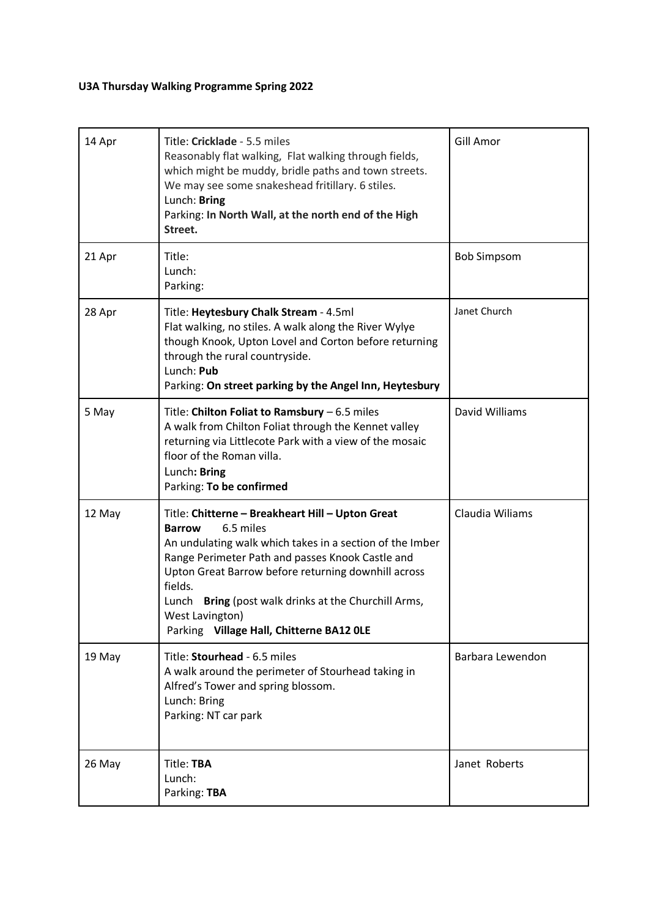**U3A Thursday Walking Programme Spring 2022**

| | | |
|---|---|---|
| 14 Apr | Title: **Cricklade** - 5.5 miles<br>Reasonably flat walking, Flat walking through fields, which might be muddy, bridle paths and town streets. We may see some snakeshead fritillary. 6 stiles.<br>Lunch: **Bring**<br>Parking: **In North Wall, at the north end of the High Street.** | Gill Amor |
| 21 Apr | Title:<br>Lunch:<br>Parking: | Bob Simpsom |
| 28 Apr | Title: **Heytesbury Chalk Stream** - 4.5ml<br>Flat walking, no stiles. A walk along the River Wylye though Knook, Upton Lovel and Corton before returning through the rural countryside.<br>Lunch: **Pub**<br>Parking: **On street parking by the Angel Inn, Heytesbury** | Janet Church |
| 5 May | Title: **Chilton Foliat to Ramsbury** – 6.5 miles<br>A walk from Chilton Foliat through the Kennet valley returning via Littlecote Park with a view of the mosaic floor of the Roman villa.<br>Lunch**: Bring**<br>Parking: **To be confirmed** | David Williams |
| 12 May | Title: **Chitterne – Breakheart Hill – Upton Great Barrow** 6.5 miles<br>An undulating walk which takes in a section of the Imber Range Perimeter Path and passes Knook Castle and Upton Great Barrow before returning downhill across fields.<br>Lunch **Bring** (post walk drinks at the Churchill Arms, West Lavington)<br>Parking **Village Hall, Chitterne BA12 0LE** | Claudia Wiliams |
| 19 May | Title: **Stourhead** - 6.5 miles<br>A walk around the perimeter of Stourhead taking in Alfred's Tower and spring blossom.<br>Lunch: Bring<br>Parking: NT car park | Barbara Lewendon |
| 26 May | Title: **TBA**<br>Lunch:<br>Parking: **TBA** | Janet Roberts |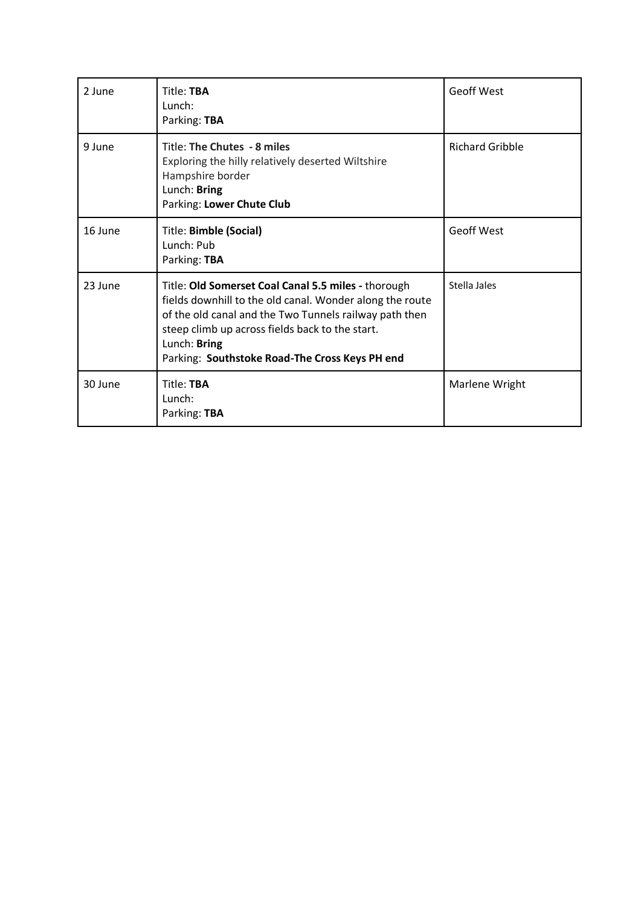| | | |
|---|---|---|
| 2 June | Title: **TBA**<br>Lunch:<br>Parking: **TBA** | Geoff West |
| 9 June | Title: **The Chutes - 8 miles**<br>Exploring the hilly relatively deserted Wiltshire Hampshire border<br>Lunch: **Bring**<br>Parking: **Lower Chute Club** | Richard Gribble |
| 16 June | Title: **Bimble (Social)**<br>Lunch: Pub<br>Parking: **TBA** | Geoff West |
| 23 June | Title: **Old Somerset Coal Canal 5.5 miles -** thorough fields downhill to the old canal. Wonder along the route of the old canal and the Two Tunnels railway path then steep climb up across fields back to the start.<br>Lunch: **Bring**<br>Parking: **Southstoke Road-The Cross Keys PH end** | Stella Jales |
| 30 June | Title: **TBA**<br>Lunch:<br>Parking: **TBA** | Marlene Wright |